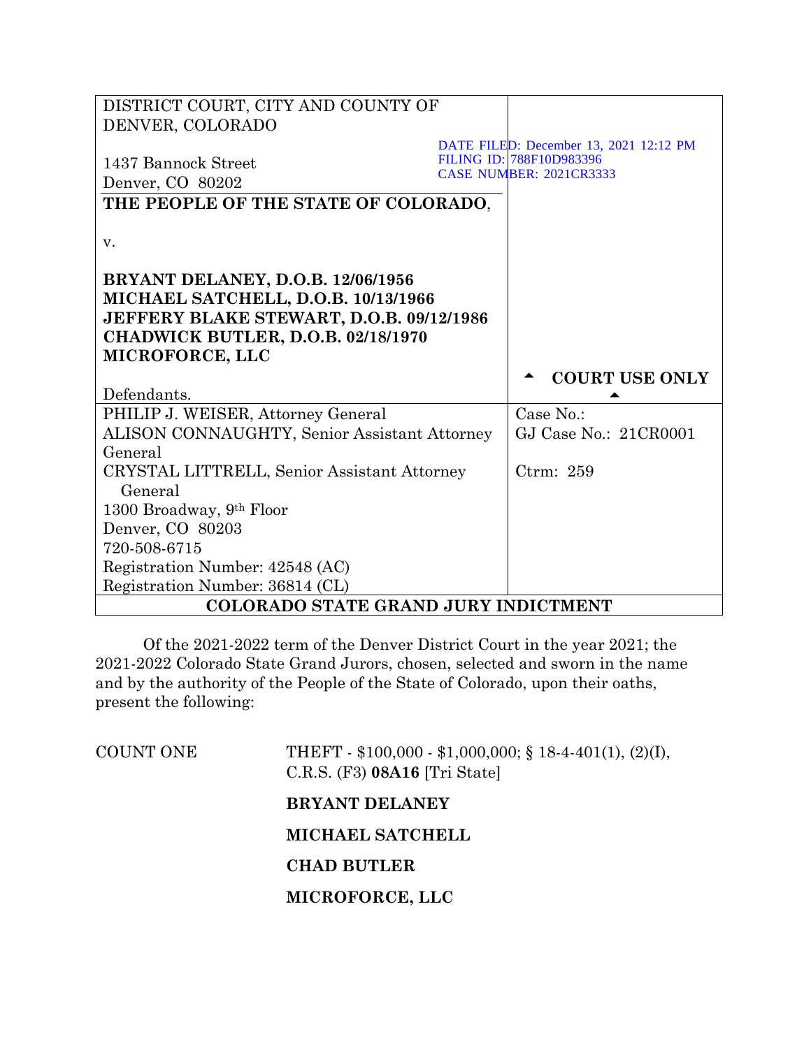| DISTRICT COURT, CITY AND COUNTY OF DENVER, COLORADO<br><br>1437 Bannock Street<br>Denver, CO 80202 | DATE FILED: December 13, 2021 12:12 PM<br>FILING ID: 788F10D983396<br>CASE NUMBER: 2021CR3333 |
|---|---|
| **THE PEOPLE OF THE STATE OF COLORADO**,<br><br>v.<br><br>**BRYANT DELANEY, D.O.B. 12/06/1956**<br>**MICHAEL SATCHELL, D.O.B. 10/13/1966**<br>**JEFFERY BLAKE STEWART, D.O.B. 09/12/1986**<br>**CHADWICK BUTLER, D.O.B. 02/18/1970**<br>**MICROFORCE, LLC**<br><br>Defendants. | ▲ **COURT USE ONLY** ▲ |
| PHILIP J. WEISER, Attorney General<br>ALISON CONNAUGHTY, Senior Assistant Attorney General<br>CRYSTAL LITTRELL, Senior Assistant Attorney General<br>1300 Broadway, 9th Floor<br>Denver, CO 80203<br>720-508-6715<br>Registration Number: 42548 (AC)<br>Registration Number: 36814 (CL) | Case No.:<br>GJ Case No.: 21CR0001<br><br>Ctrm: 259 |
| **COLORADO STATE GRAND JURY INDICTMENT** | |

Of the 2021-2022 term of the Denver District Court in the year 2021; the 2021-2022 Colorado State Grand Jurors, chosen, selected and sworn in the name and by the authority of the People of the State of Colorado, upon their oaths, present the following:

COUNT ONE THEFT - $100,000 - $1,000,000; § 18-4-401(1), (2)(I), C.R.S. (F3) **08A16** [Tri State]

**BRYANT DELANEY**

**MICHAEL SATCHELL**

**CHAD BUTLER**

**MICROFORCE, LLC**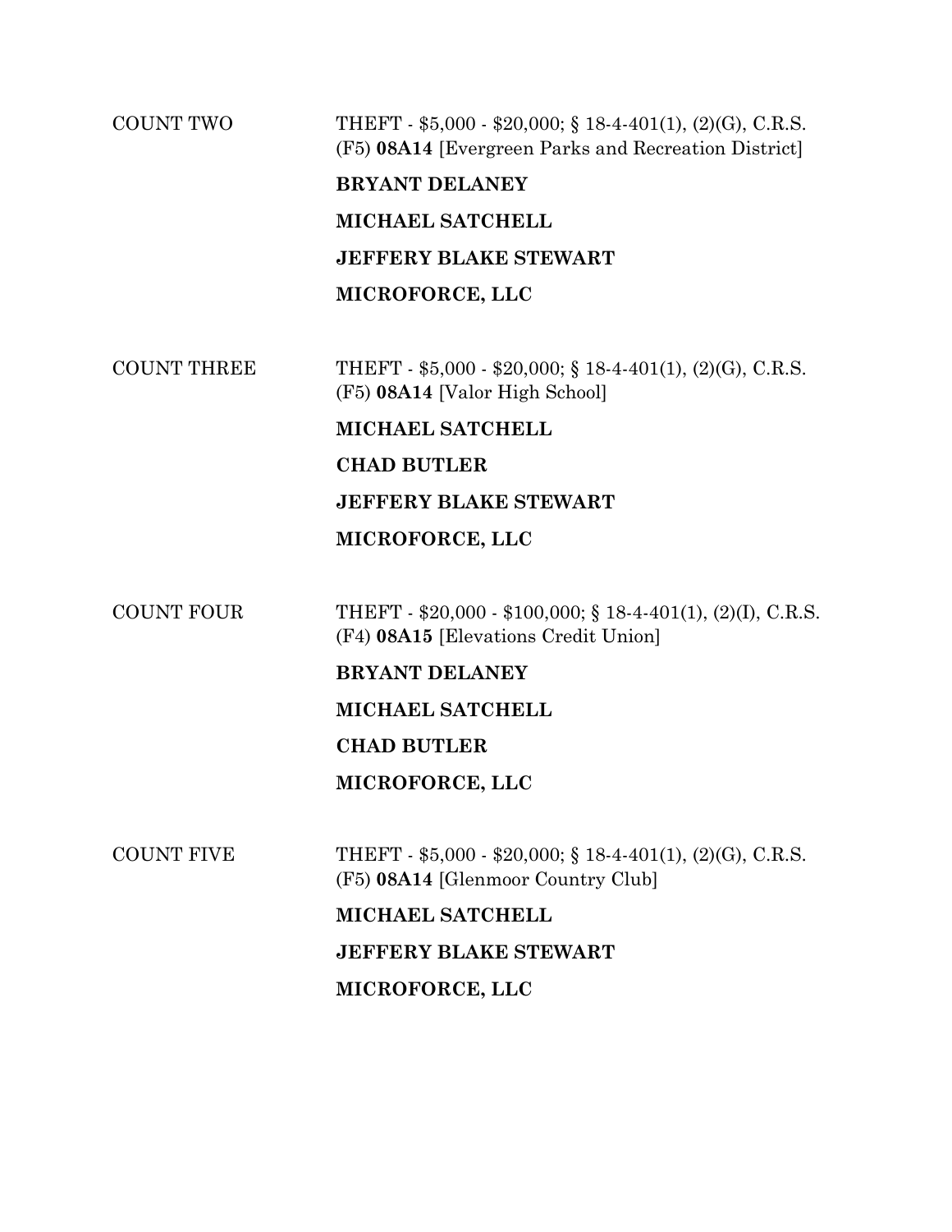COUNT TWO THEFT - $5,000 - $20,000; § 18-4-401(1), (2)(G), C.R.S. (F5) **08A14** [Evergreen Parks and Recreation District]

**BRYANT DELANEY**

**MICHAEL SATCHELL**

**JEFFERY BLAKE STEWART**

**MICROFORCE, LLC**

COUNT THREE THEFT - $5,000 - $20,000; § 18-4-401(1), (2)(G), C.R.S. (F5) **08A14** [Valor High School]

**MICHAEL SATCHELL**

**CHAD BUTLER**

**JEFFERY BLAKE STEWART**

**MICROFORCE, LLC**

COUNT FOUR THEFT - $20,000 - $100,000; § 18-4-401(1), (2)(I), C.R.S. (F4) **08A15** [Elevations Credit Union]

**BRYANT DELANEY**

**MICHAEL SATCHELL**

**CHAD BUTLER**

**MICROFORCE, LLC**

COUNT FIVE THEFT - $5,000 - $20,000; § 18-4-401(1), (2)(G), C.R.S. (F5) **08A14** [Glenmoor Country Club]

**MICHAEL SATCHELL**

**JEFFERY BLAKE STEWART**

**MICROFORCE, LLC**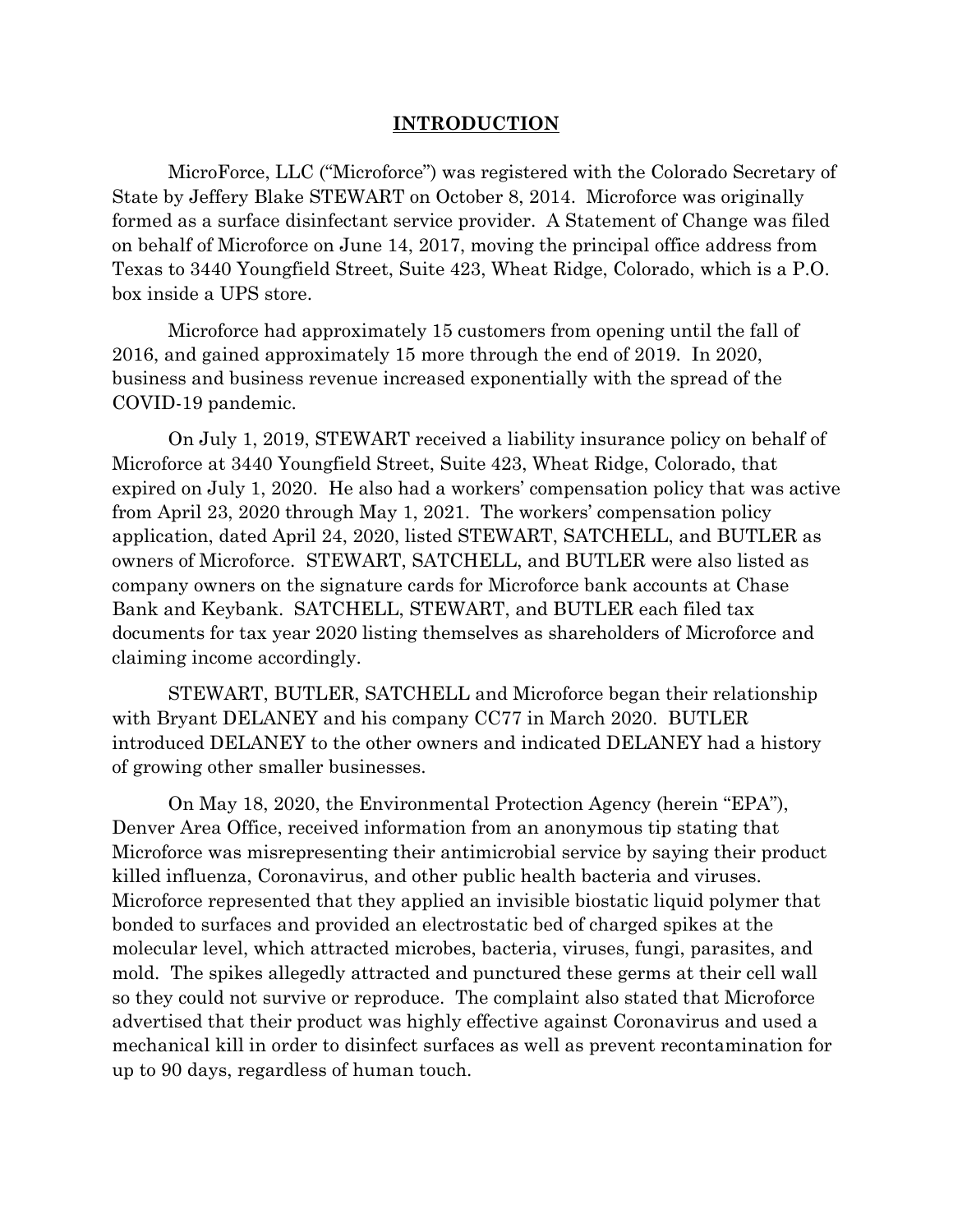## INTRODUCTION

MicroForce, LLC ("Microforce") was registered with the Colorado Secretary of State by Jeffery Blake STEWART on October 8, 2014. Microforce was originally formed as a surface disinfectant service provider. A Statement of Change was filed on behalf of Microforce on June 14, 2017, moving the principal office address from Texas to 3440 Youngfield Street, Suite 423, Wheat Ridge, Colorado, which is a P.O. box inside a UPS store.

Microforce had approximately 15 customers from opening until the fall of 2016, and gained approximately 15 more through the end of 2019. In 2020, business and business revenue increased exponentially with the spread of the COVID-19 pandemic.

On July 1, 2019, STEWART received a liability insurance policy on behalf of Microforce at 3440 Youngfield Street, Suite 423, Wheat Ridge, Colorado, that expired on July 1, 2020. He also had a workers' compensation policy that was active from April 23, 2020 through May 1, 2021. The workers' compensation policy application, dated April 24, 2020, listed STEWART, SATCHELL, and BUTLER as owners of Microforce. STEWART, SATCHELL, and BUTLER were also listed as company owners on the signature cards for Microforce bank accounts at Chase Bank and Keybank. SATCHELL, STEWART, and BUTLER each filed tax documents for tax year 2020 listing themselves as shareholders of Microforce and claiming income accordingly.

STEWART, BUTLER, SATCHELL and Microforce began their relationship with Bryant DELANEY and his company CC77 in March 2020. BUTLER introduced DELANEY to the other owners and indicated DELANEY had a history of growing other smaller businesses.

On May 18, 2020, the Environmental Protection Agency (herein "EPA"), Denver Area Office, received information from an anonymous tip stating that Microforce was misrepresenting their antimicrobial service by saying their product killed influenza, Coronavirus, and other public health bacteria and viruses. Microforce represented that they applied an invisible biostatic liquid polymer that bonded to surfaces and provided an electrostatic bed of charged spikes at the molecular level, which attracted microbes, bacteria, viruses, fungi, parasites, and mold. The spikes allegedly attracted and punctured these germs at their cell wall so they could not survive or reproduce. The complaint also stated that Microforce advertised that their product was highly effective against Coronavirus and used a mechanical kill in order to disinfect surfaces as well as prevent recontamination for up to 90 days, regardless of human touch.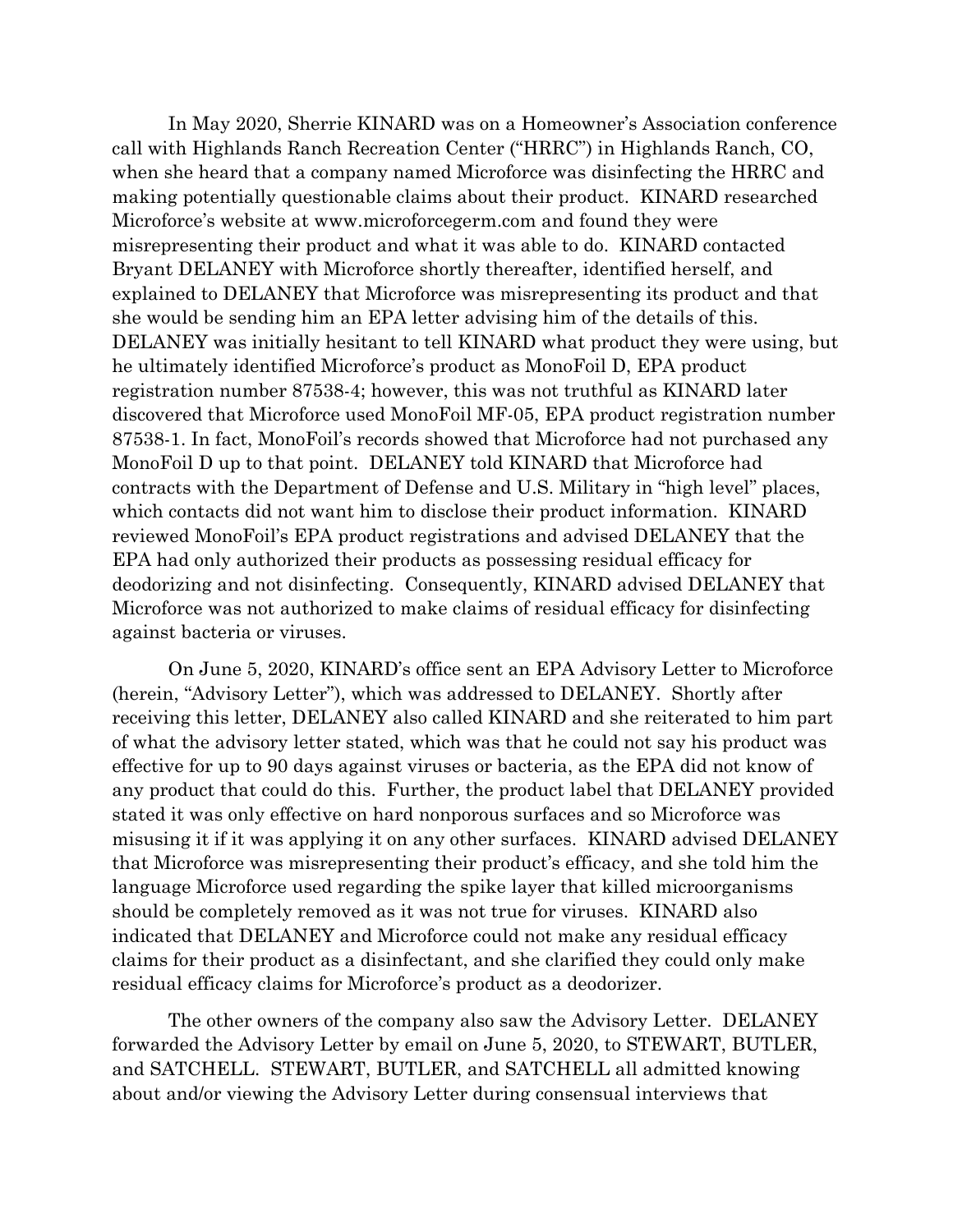In May 2020, Sherrie KINARD was on a Homeowner's Association conference call with Highlands Ranch Recreation Center ("HRRC") in Highlands Ranch, CO, when she heard that a company named Microforce was disinfecting the HRRC and making potentially questionable claims about their product. KINARD researched Microforce's website at www.microforcegerm.com and found they were misrepresenting their product and what it was able to do. KINARD contacted Bryant DELANEY with Microforce shortly thereafter, identified herself, and explained to DELANEY that Microforce was misrepresenting its product and that she would be sending him an EPA letter advising him of the details of this. DELANEY was initially hesitant to tell KINARD what product they were using, but he ultimately identified Microforce's product as MonoFoil D, EPA product registration number 87538-4; however, this was not truthful as KINARD later discovered that Microforce used MonoFoil MF-05, EPA product registration number 87538-1. In fact, MonoFoil's records showed that Microforce had not purchased any MonoFoil D up to that point. DELANEY told KINARD that Microforce had contracts with the Department of Defense and U.S. Military in "high level" places, which contacts did not want him to disclose their product information. KINARD reviewed MonoFoil's EPA product registrations and advised DELANEY that the EPA had only authorized their products as possessing residual efficacy for deodorizing and not disinfecting. Consequently, KINARD advised DELANEY that Microforce was not authorized to make claims of residual efficacy for disinfecting against bacteria or viruses.

On June 5, 2020, KINARD's office sent an EPA Advisory Letter to Microforce (herein, "Advisory Letter"), which was addressed to DELANEY. Shortly after receiving this letter, DELANEY also called KINARD and she reiterated to him part of what the advisory letter stated, which was that he could not say his product was effective for up to 90 days against viruses or bacteria, as the EPA did not know of any product that could do this. Further, the product label that DELANEY provided stated it was only effective on hard nonporous surfaces and so Microforce was misusing it if it was applying it on any other surfaces. KINARD advised DELANEY that Microforce was misrepresenting their product's efficacy, and she told him the language Microforce used regarding the spike layer that killed microorganisms should be completely removed as it was not true for viruses. KINARD also indicated that DELANEY and Microforce could not make any residual efficacy claims for their product as a disinfectant, and she clarified they could only make residual efficacy claims for Microforce's product as a deodorizer.

The other owners of the company also saw the Advisory Letter. DELANEY forwarded the Advisory Letter by email on June 5, 2020, to STEWART, BUTLER, and SATCHELL. STEWART, BUTLER, and SATCHELL all admitted knowing about and/or viewing the Advisory Letter during consensual interviews that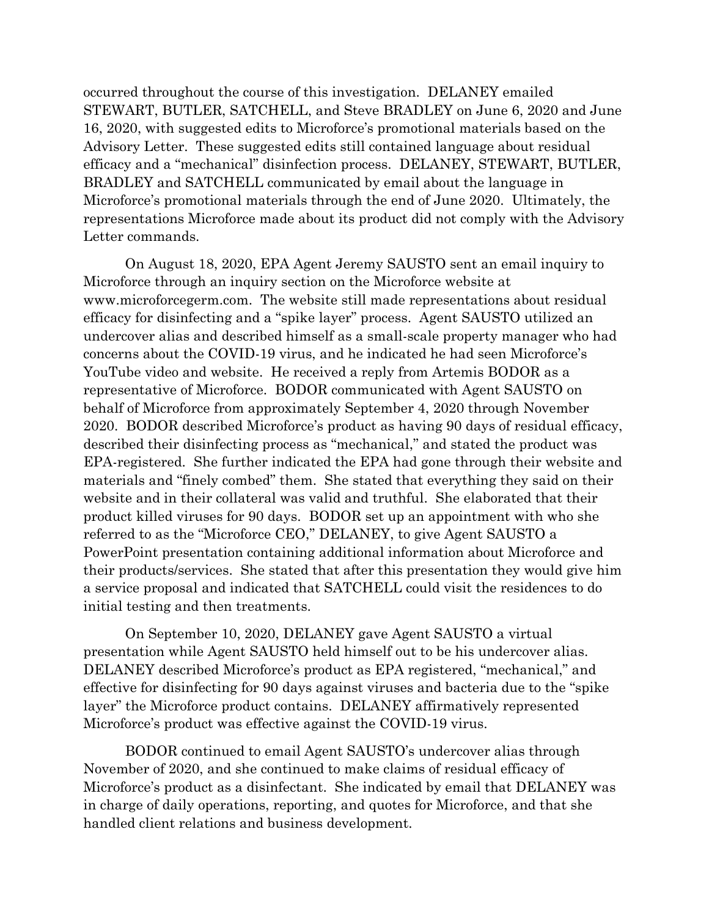occurred throughout the course of this investigation. DELANEY emailed STEWART, BUTLER, SATCHELL, and Steve BRADLEY on June 6, 2020 and June 16, 2020, with suggested edits to Microforce's promotional materials based on the Advisory Letter. These suggested edits still contained language about residual efficacy and a "mechanical" disinfection process. DELANEY, STEWART, BUTLER, BRADLEY and SATCHELL communicated by email about the language in Microforce's promotional materials through the end of June 2020. Ultimately, the representations Microforce made about its product did not comply with the Advisory Letter commands.

On August 18, 2020, EPA Agent Jeremy SAUSTO sent an email inquiry to Microforce through an inquiry section on the Microforce website at www.microforcegerm.com. The website still made representations about residual efficacy for disinfecting and a "spike layer" process. Agent SAUSTO utilized an undercover alias and described himself as a small-scale property manager who had concerns about the COVID-19 virus, and he indicated he had seen Microforce's YouTube video and website. He received a reply from Artemis BODOR as a representative of Microforce. BODOR communicated with Agent SAUSTO on behalf of Microforce from approximately September 4, 2020 through November 2020. BODOR described Microforce's product as having 90 days of residual efficacy, described their disinfecting process as "mechanical," and stated the product was EPA-registered. She further indicated the EPA had gone through their website and materials and "finely combed" them. She stated that everything they said on their website and in their collateral was valid and truthful. She elaborated that their product killed viruses for 90 days. BODOR set up an appointment with who she referred to as the "Microforce CEO," DELANEY, to give Agent SAUSTO a PowerPoint presentation containing additional information about Microforce and their products/services. She stated that after this presentation they would give him a service proposal and indicated that SATCHELL could visit the residences to do initial testing and then treatments.

On September 10, 2020, DELANEY gave Agent SAUSTO a virtual presentation while Agent SAUSTO held himself out to be his undercover alias. DELANEY described Microforce's product as EPA registered, "mechanical," and effective for disinfecting for 90 days against viruses and bacteria due to the "spike layer" the Microforce product contains. DELANEY affirmatively represented Microforce's product was effective against the COVID-19 virus.

BODOR continued to email Agent SAUSTO's undercover alias through November of 2020, and she continued to make claims of residual efficacy of Microforce's product as a disinfectant. She indicated by email that DELANEY was in charge of daily operations, reporting, and quotes for Microforce, and that she handled client relations and business development.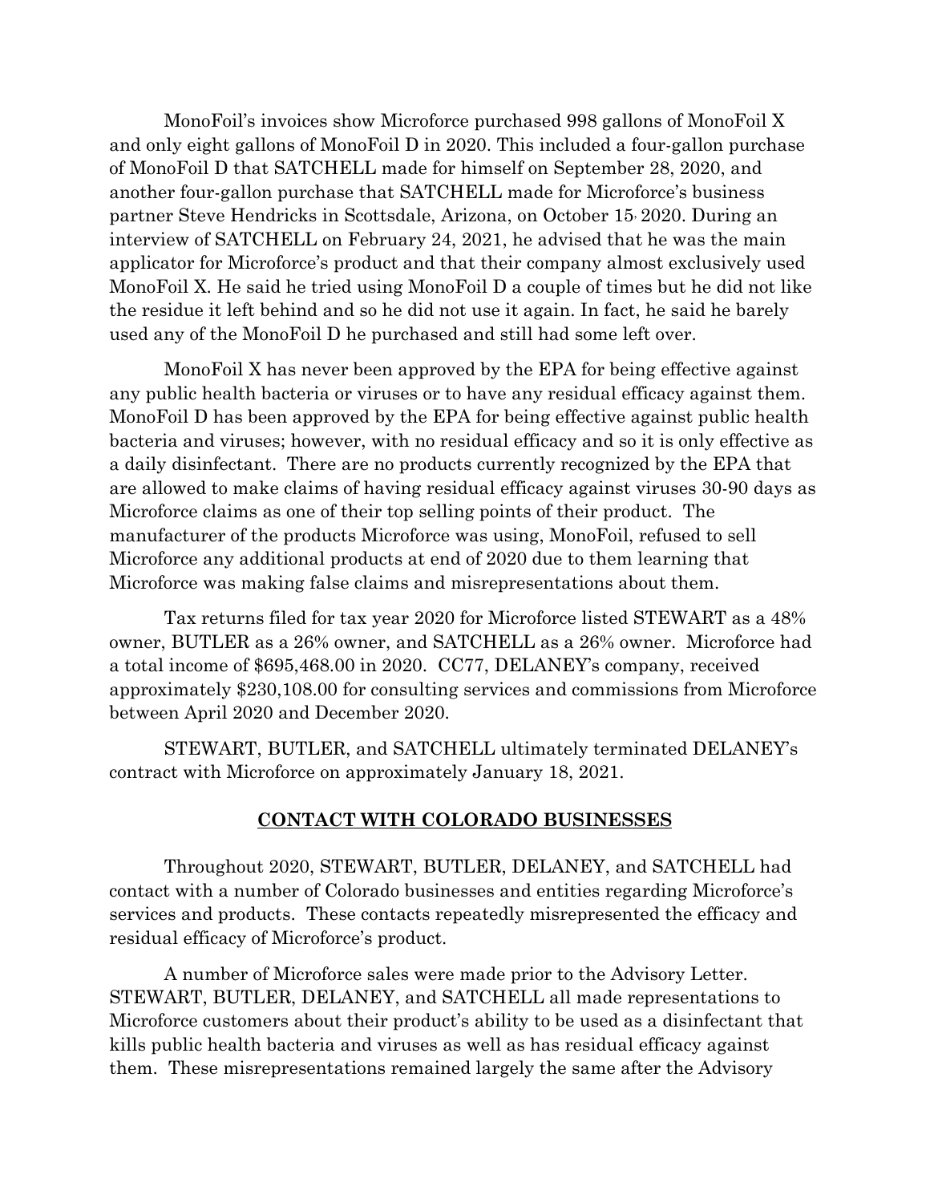MonoFoil's invoices show Microforce purchased 998 gallons of MonoFoil X and only eight gallons of MonoFoil D in 2020. This included a four-gallon purchase of MonoFoil D that SATCHELL made for himself on September 28, 2020, and another four-gallon purchase that SATCHELL made for Microforce's business partner Steve Hendricks in Scottsdale, Arizona, on October 15, 2020. During an interview of SATCHELL on February 24, 2021, he advised that he was the main applicator for Microforce's product and that their company almost exclusively used MonoFoil X. He said he tried using MonoFoil D a couple of times but he did not like the residue it left behind and so he did not use it again. In fact, he said he barely used any of the MonoFoil D he purchased and still had some left over.

MonoFoil X has never been approved by the EPA for being effective against any public health bacteria or viruses or to have any residual efficacy against them. MonoFoil D has been approved by the EPA for being effective against public health bacteria and viruses; however, with no residual efficacy and so it is only effective as a daily disinfectant. There are no products currently recognized by the EPA that are allowed to make claims of having residual efficacy against viruses 30-90 days as Microforce claims as one of their top selling points of their product. The manufacturer of the products Microforce was using, MonoFoil, refused to sell Microforce any additional products at end of 2020 due to them learning that Microforce was making false claims and misrepresentations about them.

Tax returns filed for tax year 2020 for Microforce listed STEWART as a 48% owner, BUTLER as a 26% owner, and SATCHELL as a 26% owner. Microforce had a total income of $695,468.00 in 2020. CC77, DELANEY's company, received approximately $230,108.00 for consulting services and commissions from Microforce between April 2020 and December 2020.

STEWART, BUTLER, and SATCHELL ultimately terminated DELANEY's contract with Microforce on approximately January 18, 2021.

## CONTACT WITH COLORADO BUSINESSES

Throughout 2020, STEWART, BUTLER, DELANEY, and SATCHELL had contact with a number of Colorado businesses and entities regarding Microforce's services and products. These contacts repeatedly misrepresented the efficacy and residual efficacy of Microforce's product.

A number of Microforce sales were made prior to the Advisory Letter. STEWART, BUTLER, DELANEY, and SATCHELL all made representations to Microforce customers about their product's ability to be used as a disinfectant that kills public health bacteria and viruses as well as has residual efficacy against them. These misrepresentations remained largely the same after the Advisory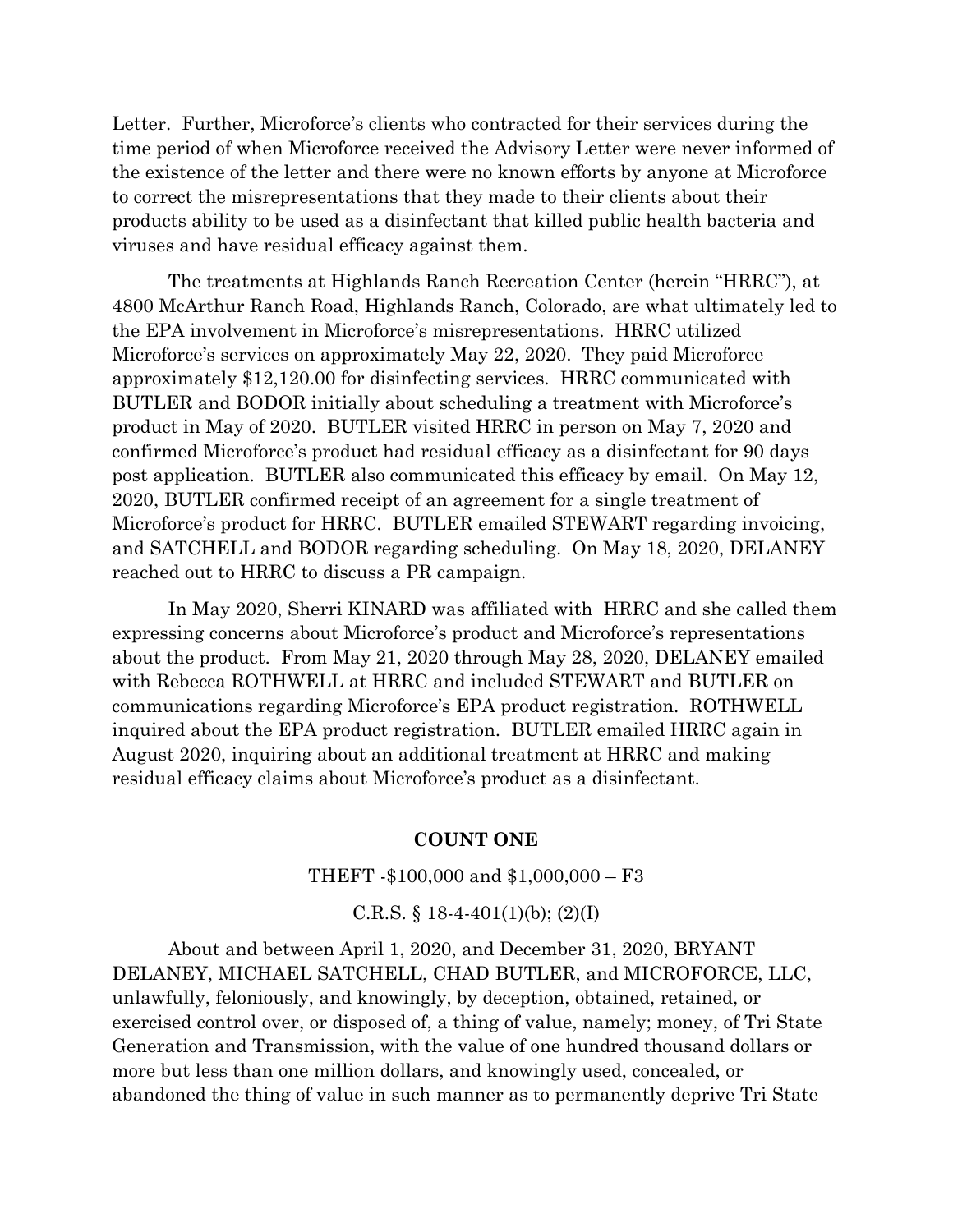Letter. Further, Microforce's clients who contracted for their services during the time period of when Microforce received the Advisory Letter were never informed of the existence of the letter and there were no known efforts by anyone at Microforce to correct the misrepresentations that they made to their clients about their products ability to be used as a disinfectant that killed public health bacteria and viruses and have residual efficacy against them.

The treatments at Highlands Ranch Recreation Center (herein "HRRC"), at 4800 McArthur Ranch Road, Highlands Ranch, Colorado, are what ultimately led to the EPA involvement in Microforce's misrepresentations. HRRC utilized Microforce's services on approximately May 22, 2020. They paid Microforce approximately $12,120.00 for disinfecting services. HRRC communicated with BUTLER and BODOR initially about scheduling a treatment with Microforce's product in May of 2020. BUTLER visited HRRC in person on May 7, 2020 and confirmed Microforce's product had residual efficacy as a disinfectant for 90 days post application. BUTLER also communicated this efficacy by email. On May 12, 2020, BUTLER confirmed receipt of an agreement for a single treatment of Microforce's product for HRRC. BUTLER emailed STEWART regarding invoicing, and SATCHELL and BODOR regarding scheduling. On May 18, 2020, DELANEY reached out to HRRC to discuss a PR campaign.

In May 2020, Sherri KINARD was affiliated with HRRC and she called them expressing concerns about Microforce's product and Microforce's representations about the product. From May 21, 2020 through May 28, 2020, DELANEY emailed with Rebecca ROTHWELL at HRRC and included STEWART and BUTLER on communications regarding Microforce's EPA product registration. ROTHWELL inquired about the EPA product registration. BUTLER emailed HRRC again in August 2020, inquiring about an additional treatment at HRRC and making residual efficacy claims about Microforce's product as a disinfectant.

**COUNT ONE**

THEFT -$100,000 and $1,000,000 – F3

C.R.S. § 18-4-401(1)(b); (2)(I)

About and between April 1, 2020, and December 31, 2020, BRYANT DELANEY, MICHAEL SATCHELL, CHAD BUTLER, and MICROFORCE, LLC, unlawfully, feloniously, and knowingly, by deception, obtained, retained, or exercised control over, or disposed of, a thing of value, namely; money, of Tri State Generation and Transmission, with the value of one hundred thousand dollars or more but less than one million dollars, and knowingly used, concealed, or abandoned the thing of value in such manner as to permanently deprive Tri State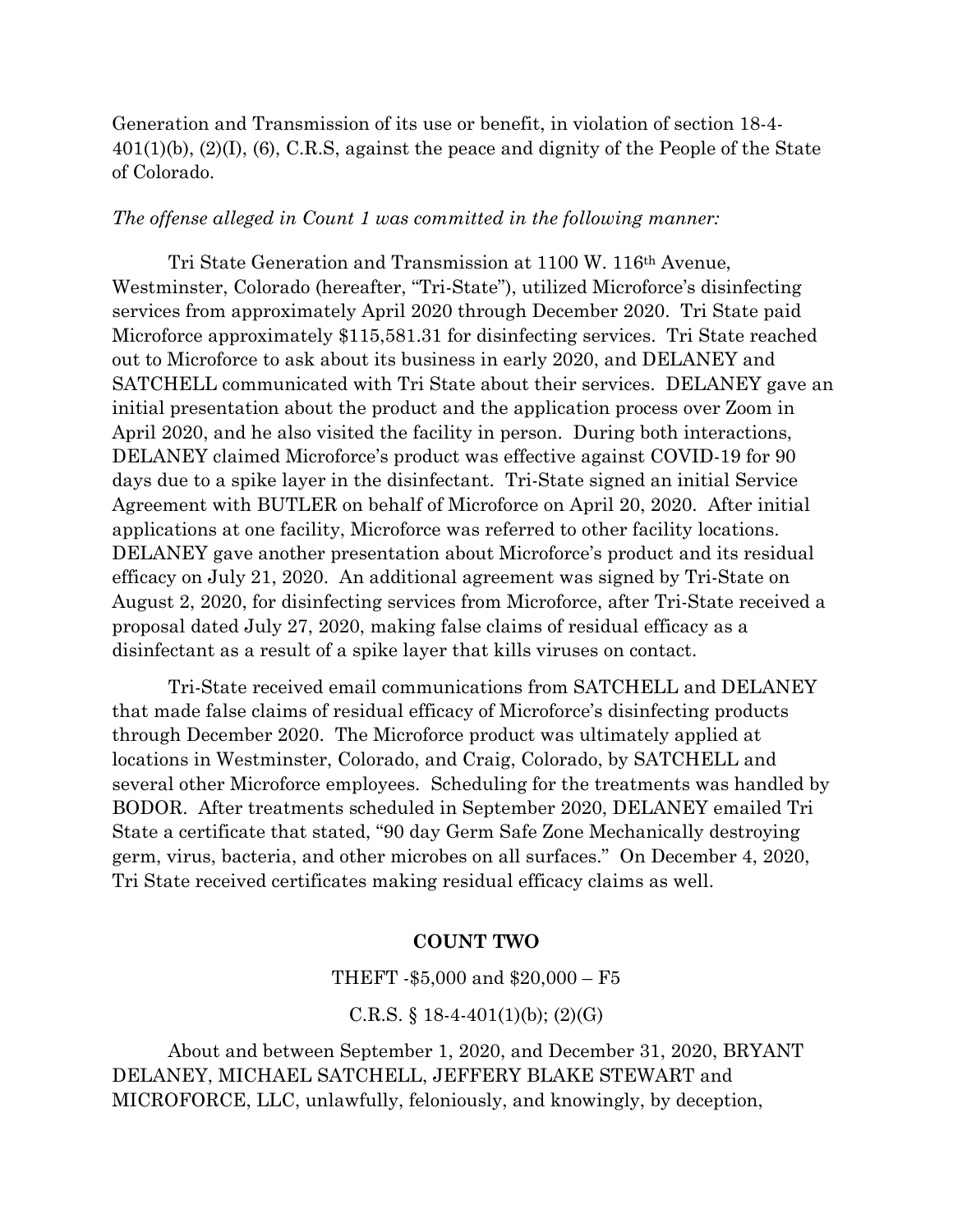Generation and Transmission of its use or benefit, in violation of section 18-4-401(1)(b), (2)(I), (6), C.R.S, against the peace and dignity of the People of the State of Colorado.

*The offense alleged in Count 1 was committed in the following manner:*

Tri State Generation and Transmission at 1100 W. 116th Avenue, Westminster, Colorado (hereafter, "Tri-State"), utilized Microforce's disinfecting services from approximately April 2020 through December 2020. Tri State paid Microforce approximately $115,581.31 for disinfecting services. Tri State reached out to Microforce to ask about its business in early 2020, and DELANEY and SATCHELL communicated with Tri State about their services. DELANEY gave an initial presentation about the product and the application process over Zoom in April 2020, and he also visited the facility in person. During both interactions, DELANEY claimed Microforce's product was effective against COVID-19 for 90 days due to a spike layer in the disinfectant. Tri-State signed an initial Service Agreement with BUTLER on behalf of Microforce on April 20, 2020. After initial applications at one facility, Microforce was referred to other facility locations. DELANEY gave another presentation about Microforce's product and its residual efficacy on July 21, 2020. An additional agreement was signed by Tri-State on August 2, 2020, for disinfecting services from Microforce, after Tri-State received a proposal dated July 27, 2020, making false claims of residual efficacy as a disinfectant as a result of a spike layer that kills viruses on contact.

Tri-State received email communications from SATCHELL and DELANEY that made false claims of residual efficacy of Microforce's disinfecting products through December 2020. The Microforce product was ultimately applied at locations in Westminster, Colorado, and Craig, Colorado, by SATCHELL and several other Microforce employees. Scheduling for the treatments was handled by BODOR. After treatments scheduled in September 2020, DELANEY emailed Tri State a certificate that stated, "90 day Germ Safe Zone Mechanically destroying germ, virus, bacteria, and other microbes on all surfaces." On December 4, 2020, Tri State received certificates making residual efficacy claims as well.

**COUNT TWO**

THEFT -$5,000 and $20,000 – F5

C.R.S. § 18-4-401(1)(b); (2)(G)

About and between September 1, 2020, and December 31, 2020, BRYANT DELANEY, MICHAEL SATCHELL, JEFFERY BLAKE STEWART and MICROFORCE, LLC, unlawfully, feloniously, and knowingly, by deception,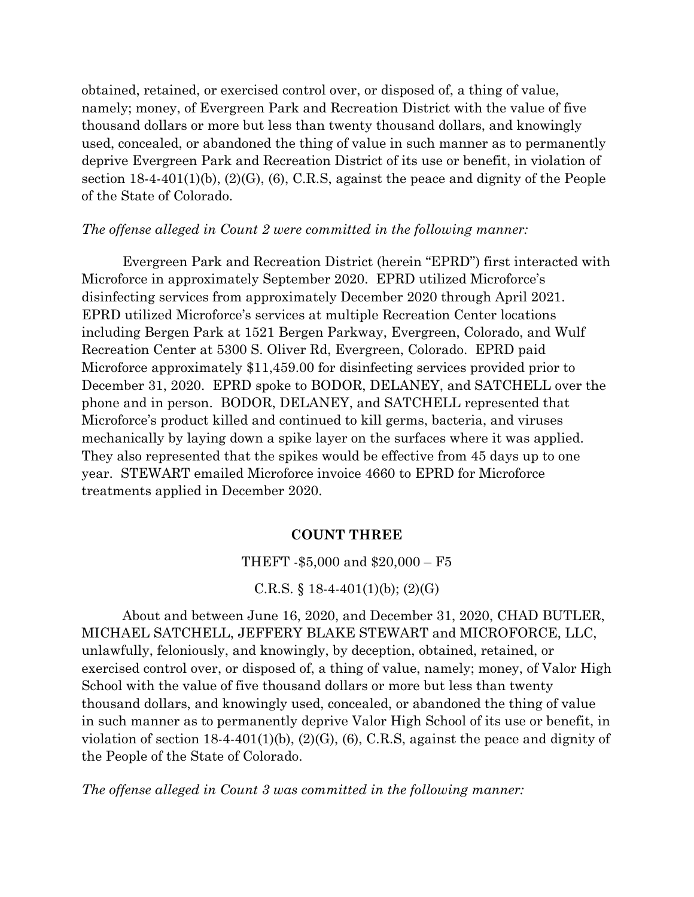obtained, retained, or exercised control over, or disposed of, a thing of value, namely; money, of Evergreen Park and Recreation District with the value of five thousand dollars or more but less than twenty thousand dollars, and knowingly used, concealed, or abandoned the thing of value in such manner as to permanently deprive Evergreen Park and Recreation District of its use or benefit, in violation of section 18-4-401(1)(b), (2)(G), (6), C.R.S, against the peace and dignity of the People of the State of Colorado.

*The offense alleged in Count 2 were committed in the following manner:*

Evergreen Park and Recreation District (herein "EPRD") first interacted with Microforce in approximately September 2020. EPRD utilized Microforce's disinfecting services from approximately December 2020 through April 2021. EPRD utilized Microforce's services at multiple Recreation Center locations including Bergen Park at 1521 Bergen Parkway, Evergreen, Colorado, and Wulf Recreation Center at 5300 S. Oliver Rd, Evergreen, Colorado. EPRD paid Microforce approximately $11,459.00 for disinfecting services provided prior to December 31, 2020. EPRD spoke to BODOR, DELANEY, and SATCHELL over the phone and in person. BODOR, DELANEY, and SATCHELL represented that Microforce's product killed and continued to kill germs, bacteria, and viruses mechanically by laying down a spike layer on the surfaces where it was applied. They also represented that the spikes would be effective from 45 days up to one year. STEWART emailed Microforce invoice 4660 to EPRD for Microforce treatments applied in December 2020.

**COUNT THREE**

THEFT -$5,000 and $20,000 – F5

C.R.S. § 18-4-401(1)(b); (2)(G)

About and between June 16, 2020, and December 31, 2020, CHAD BUTLER, MICHAEL SATCHELL, JEFFERY BLAKE STEWART and MICROFORCE, LLC, unlawfully, feloniously, and knowingly, by deception, obtained, retained, or exercised control over, or disposed of, a thing of value, namely; money, of Valor High School with the value of five thousand dollars or more but less than twenty thousand dollars, and knowingly used, concealed, or abandoned the thing of value in such manner as to permanently deprive Valor High School of its use or benefit, in violation of section 18-4-401(1)(b), (2)(G), (6), C.R.S, against the peace and dignity of the People of the State of Colorado.

*The offense alleged in Count 3 was committed in the following manner:*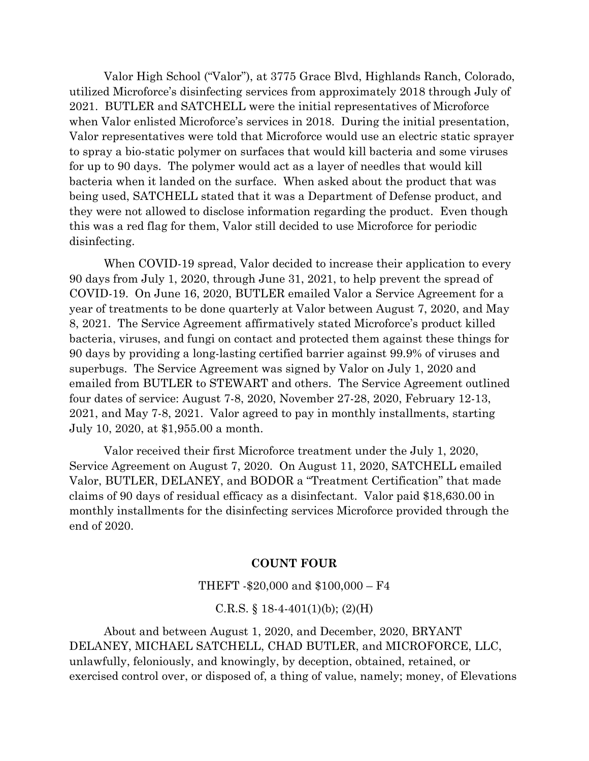Valor High School ("Valor"), at 3775 Grace Blvd, Highlands Ranch, Colorado, utilized Microforce's disinfecting services from approximately 2018 through July of 2021. BUTLER and SATCHELL were the initial representatives of Microforce when Valor enlisted Microforce's services in 2018. During the initial presentation, Valor representatives were told that Microforce would use an electric static sprayer to spray a bio-static polymer on surfaces that would kill bacteria and some viruses for up to 90 days. The polymer would act as a layer of needles that would kill bacteria when it landed on the surface. When asked about the product that was being used, SATCHELL stated that it was a Department of Defense product, and they were not allowed to disclose information regarding the product. Even though this was a red flag for them, Valor still decided to use Microforce for periodic disinfecting.

When COVID-19 spread, Valor decided to increase their application to every 90 days from July 1, 2020, through June 31, 2021, to help prevent the spread of COVID-19. On June 16, 2020, BUTLER emailed Valor a Service Agreement for a year of treatments to be done quarterly at Valor between August 7, 2020, and May 8, 2021. The Service Agreement affirmatively stated Microforce's product killed bacteria, viruses, and fungi on contact and protected them against these things for 90 days by providing a long-lasting certified barrier against 99.9% of viruses and superbugs. The Service Agreement was signed by Valor on July 1, 2020 and emailed from BUTLER to STEWART and others. The Service Agreement outlined four dates of service: August 7-8, 2020, November 27-28, 2020, February 12-13, 2021, and May 7-8, 2021. Valor agreed to pay in monthly installments, starting July 10, 2020, at $1,955.00 a month.

Valor received their first Microforce treatment under the July 1, 2020, Service Agreement on August 7, 2020. On August 11, 2020, SATCHELL emailed Valor, BUTLER, DELANEY, and BODOR a "Treatment Certification" that made claims of 90 days of residual efficacy as a disinfectant. Valor paid $18,630.00 in monthly installments for the disinfecting services Microforce provided through the end of 2020.

**COUNT FOUR**

THEFT -$20,000 and $100,000 – F4

C.R.S. § 18-4-401(1)(b); (2)(H)

About and between August 1, 2020, and December, 2020, BRYANT DELANEY, MICHAEL SATCHELL, CHAD BUTLER, and MICROFORCE, LLC, unlawfully, feloniously, and knowingly, by deception, obtained, retained, or exercised control over, or disposed of, a thing of value, namely; money, of Elevations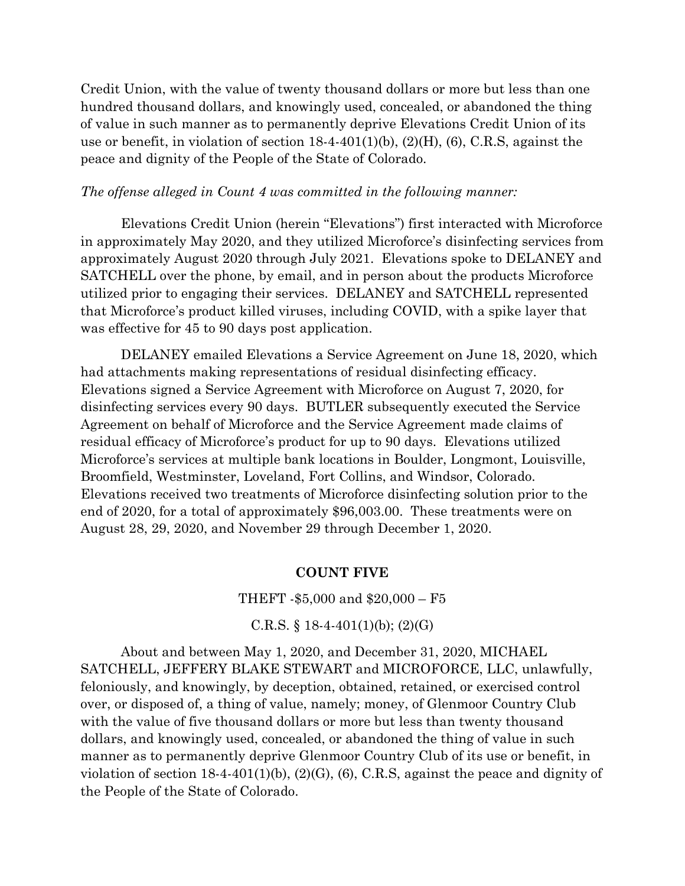Credit Union, with the value of twenty thousand dollars or more but less than one hundred thousand dollars, and knowingly used, concealed, or abandoned the thing of value in such manner as to permanently deprive Elevations Credit Union of its use or benefit, in violation of section 18-4-401(1)(b), (2)(H), (6), C.R.S, against the peace and dignity of the People of the State of Colorado.

*The offense alleged in Count 4 was committed in the following manner:*

Elevations Credit Union (herein "Elevations") first interacted with Microforce in approximately May 2020, and they utilized Microforce's disinfecting services from approximately August 2020 through July 2021. Elevations spoke to DELANEY and SATCHELL over the phone, by email, and in person about the products Microforce utilized prior to engaging their services. DELANEY and SATCHELL represented that Microforce's product killed viruses, including COVID, with a spike layer that was effective for 45 to 90 days post application.

DELANEY emailed Elevations a Service Agreement on June 18, 2020, which had attachments making representations of residual disinfecting efficacy. Elevations signed a Service Agreement with Microforce on August 7, 2020, for disinfecting services every 90 days. BUTLER subsequently executed the Service Agreement on behalf of Microforce and the Service Agreement made claims of residual efficacy of Microforce's product for up to 90 days. Elevations utilized Microforce's services at multiple bank locations in Boulder, Longmont, Louisville, Broomfield, Westminster, Loveland, Fort Collins, and Windsor, Colorado. Elevations received two treatments of Microforce disinfecting solution prior to the end of 2020, for a total of approximately $96,003.00. These treatments were on August 28, 29, 2020, and November 29 through December 1, 2020.

## COUNT FIVE

THEFT -$5,000 and $20,000 – F5

C.R.S. § 18-4-401(1)(b); (2)(G)

About and between May 1, 2020, and December 31, 2020, MICHAEL SATCHELL, JEFFERY BLAKE STEWART and MICROFORCE, LLC, unlawfully, feloniously, and knowingly, by deception, obtained, retained, or exercised control over, or disposed of, a thing of value, namely; money, of Glenmoor Country Club with the value of five thousand dollars or more but less than twenty thousand dollars, and knowingly used, concealed, or abandoned the thing of value in such manner as to permanently deprive Glenmoor Country Club of its use or benefit, in violation of section 18-4-401(1)(b), (2)(G), (6), C.R.S, against the peace and dignity of the People of the State of Colorado.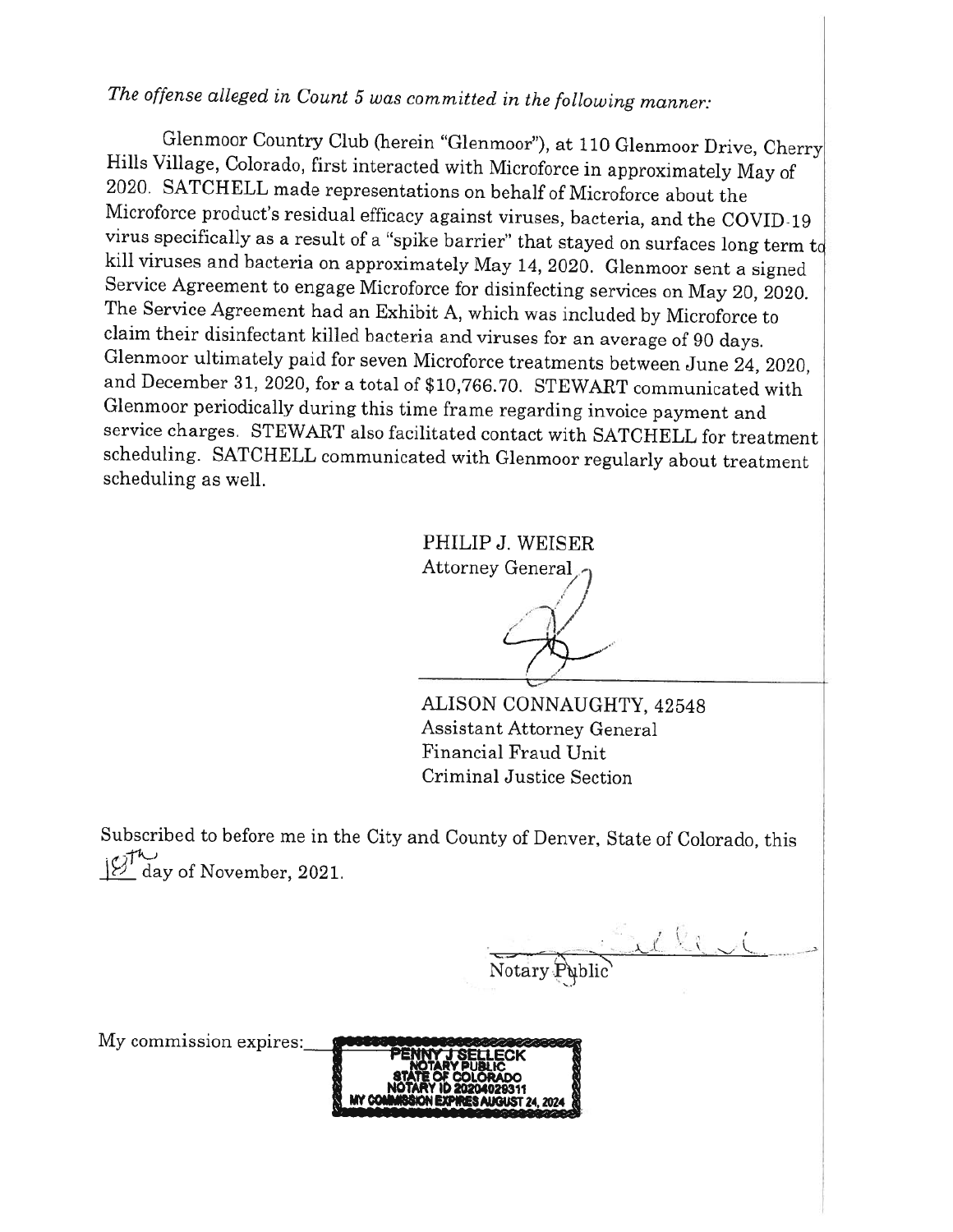*The offense alleged in Count 5 was committed in the following manner:*

Glenmoor Country Club (herein "Glenmoor"), at 110 Glenmoor Drive, Cherry Hills Village, Colorado, first interacted with Microforce in approximately May of 2020. SATCHELL made representations on behalf of Microforce about the Microforce product's residual efficacy against viruses, bacteria, and the COVID-19 virus specifically as a result of a "spike barrier" that stayed on surfaces long term to kill viruses and bacteria on approximately May 14, 2020. Glenmoor sent a signed Service Agreement to engage Microforce for disinfecting services on May 20, 2020. The Service Agreement had an Exhibit A, which was included by Microforce to claim their disinfectant killed bacteria and viruses for an average of 90 days. Glenmoor ultimately paid for seven Microforce treatments between June 24, 2020, and December 31, 2020, for a total of $10,766.70. STEWART communicated with Glenmoor periodically during this time frame regarding invoice payment and service charges. STEWART also facilitated contact with SATCHELL for treatment scheduling. SATCHELL communicated with Glenmoor regularly about treatment scheduling as well.

PHILIP J. WEISER
Attorney General

ALISON CONNAUGHTY, 42548
Assistant Attorney General
Financial Fraud Unit
Criminal Justice Section

Subscribed to before me in the City and County of Denver, State of Colorado, this 18th day of November, 2021.

Notary Public

My commission expires:

PENNY J SELLECK
NOTARY PUBLIC
STATE OF COLORADO
NOTARY ID 20204029311
MY COMMISSION EXPIRES AUGUST 24, 2024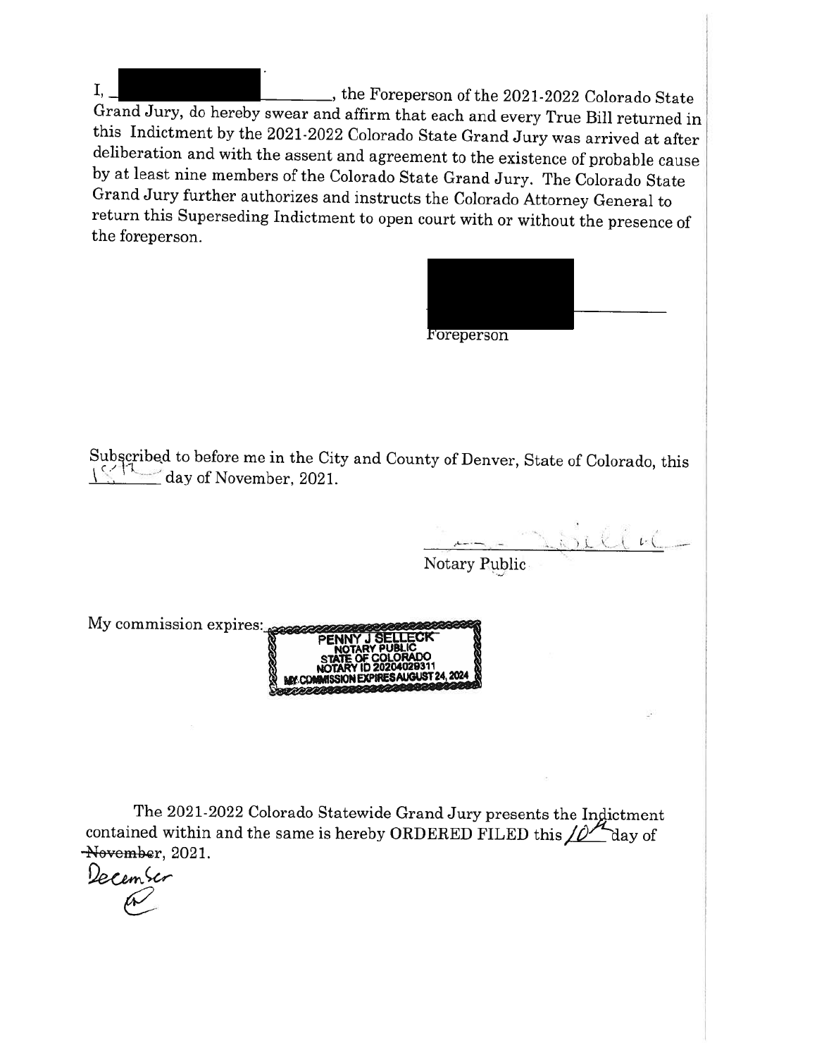I, ______________________, the Foreperson of the 2021-2022 Colorado State Grand Jury, do hereby swear and affirm that each and every True Bill returned in this Indictment by the 2021-2022 Colorado State Grand Jury was arrived at after deliberation and with the assent and agreement to the existence of probable cause by at least nine members of the Colorado State Grand Jury. The Colorado State Grand Jury further authorizes and instructs the Colorado Attorney General to return this Superseding Indictment to open court with or without the presence of the foreperson.

______________________
Foreperson

Subscribed to before me in the City and County of Denver, State of Colorado, this 18th day of November, 2021.

______________________
Notary Public

My commission expires:

PENNY J SELLECK
NOTARY PUBLIC
STATE OF COLORADO
NOTARY ID 20204029311
MY COMMISSION EXPIRES AUGUST 24, 2024

The 2021-2022 Colorado Statewide Grand Jury presents the Indictment contained within and the same is hereby ORDERED FILED this 10th day of ~~November~~ December, 2021.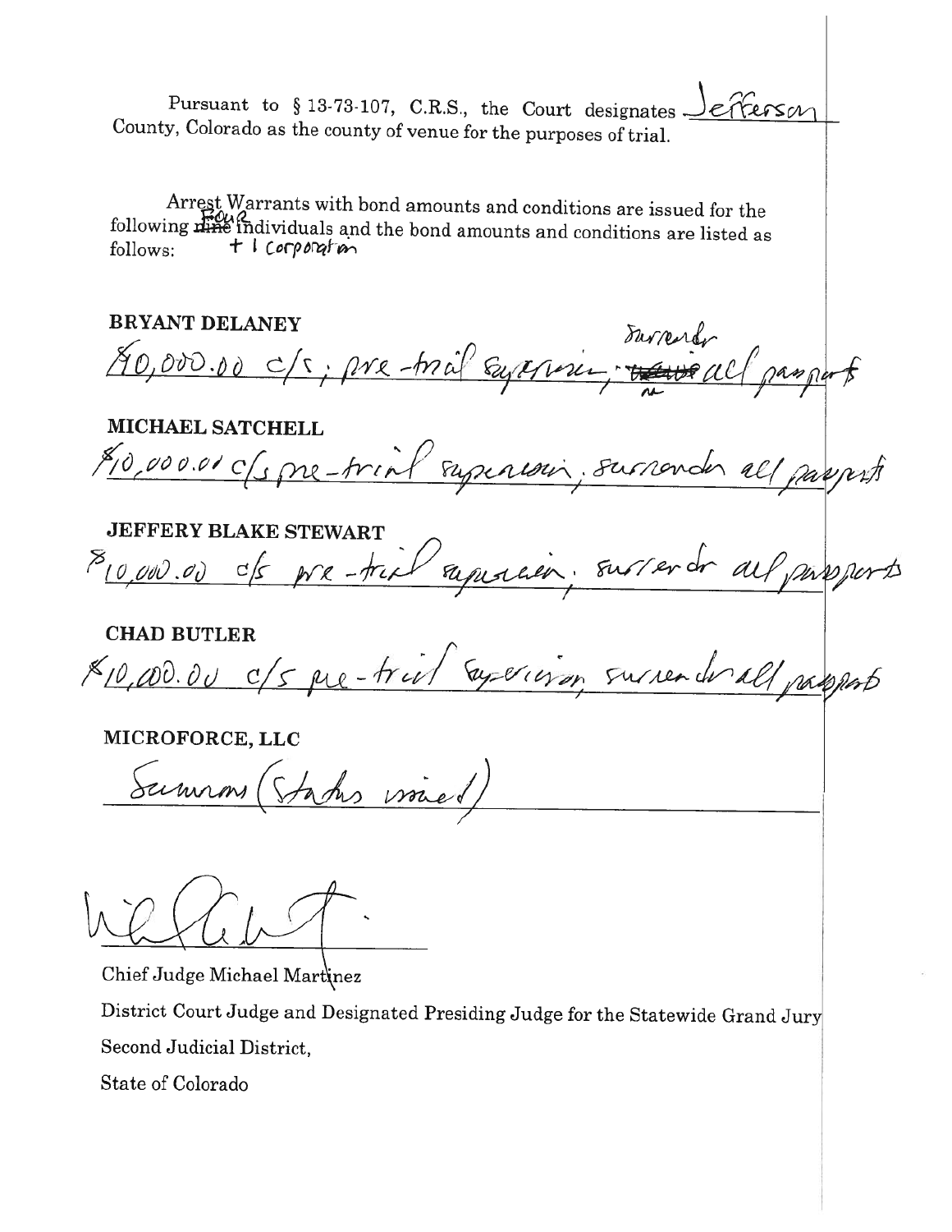Pursuant to § 13-73-107, C.R.S., the Court designates Jefferson County, Colorado as the county of venue for the purposes of trial.

Arrest Warrants with bond amounts and conditions are issued for the following ~~nine~~ Four individuals and the bond amounts and conditions are listed as follows: + 1 Corporation

**BRYANT DELANEY**

$10,000.00 c/s; pre-trial supervision, surrender all passport

**MICHAEL SATCHELL**

$10,000.00 c/s pre-trial supervision, surrender all passports

**JEFFERY BLAKE STEWART**

$10,000.00 c/s pre-trial supervision, surrender all passports

**CHAD BUTLER**

$10,000.00 c/s pre-trial supervision, surrender all passports

**MICROFORCE, LLC**

Summons (Status issued)

Chief Judge Michael Martinez

District Court Judge and Designated Presiding Judge for the Statewide Grand Jury

Second Judicial District,

State of Colorado